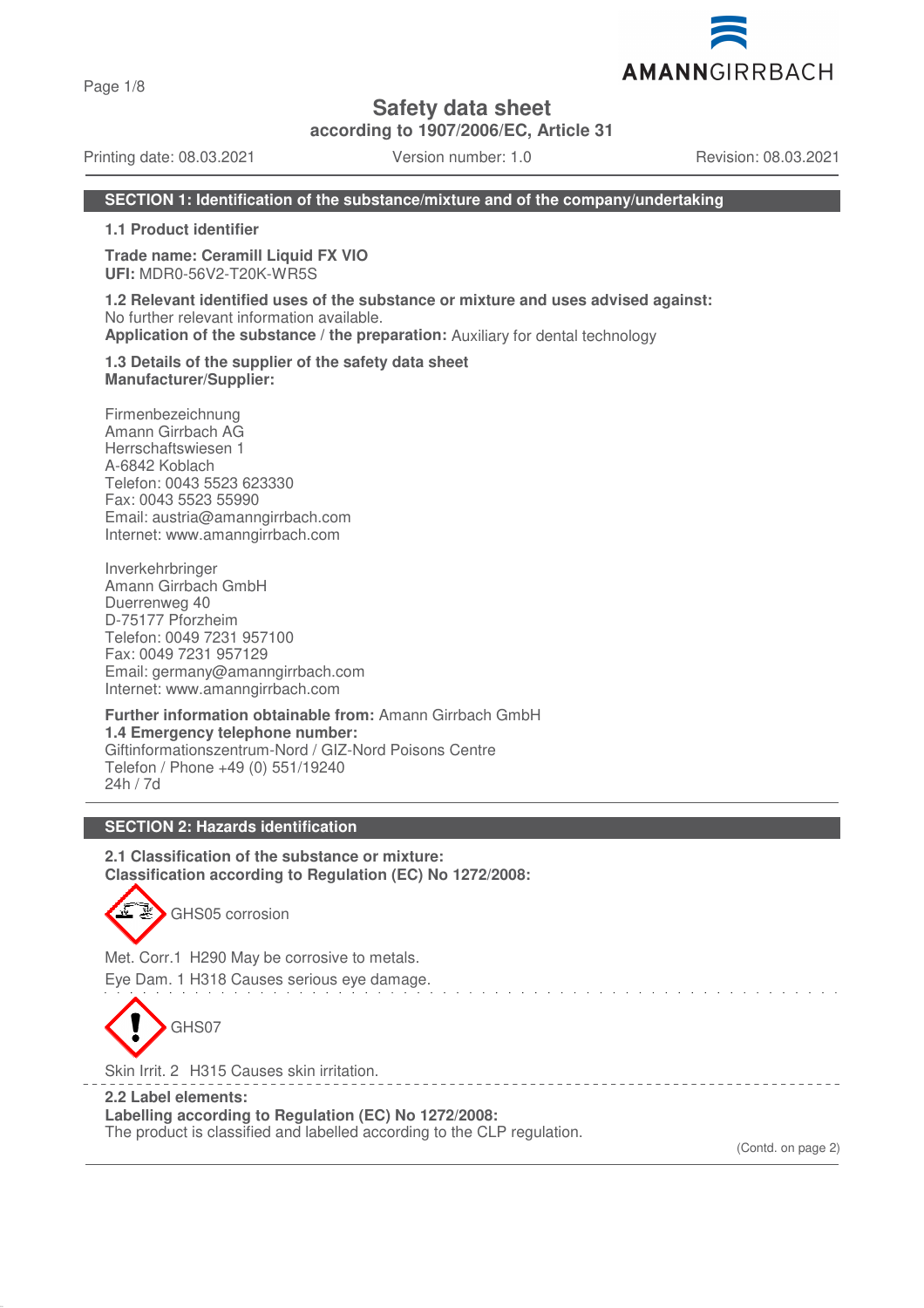# Safety data sheet

**according to 1907/2006/EC, Article 31**

Printing date: 08.03.2021 | Version number: 1.0 | Revision: 08.03.2021

## SECTION 1: Identification of the substance/mixture and of the company/undertaking

**1.1 Product identifier**

**Trade name: Ceramill Liquid FX VIO**
**UFI:** MDR0-56V2-T20K-WR5S

**1.2 Relevant identified uses of the substance or mixture and uses advised against:**
No further relevant information available.
**Application of the substance / the preparation:** Auxiliary for dental technology

**1.3 Details of the supplier of the safety data sheet**
**Manufacturer/Supplier:**

Firmenbezeichnung
Amann Girrbach AG
Herrschaftswiesen 1
A-6842 Koblach
Telefon: 0043 5523 623330
Fax: 0043 5523 55990
Email: austria@amanngirrbach.com
Internet: www.amanngirrbach.com

Inverkehrbringer
Amann Girrbach GmbH
Duerrenweg 40
D-75177 Pforzheim
Telefon: 0049 7231 957100
Fax: 0049 7231 957129
Email: germany@amanngirrbach.com
Internet: www.amanngirrbach.com

**Further information obtainable from:** Amann Girrbach GmbH
**1.4 Emergency telephone number:**
Giftinformationszentrum-Nord / GIZ-Nord Poisons Centre
Telefon / Phone +49 (0) 551/19240
24h / 7d

## SECTION 2: Hazards identification

**2.1 Classification of the substance or mixture:**
**Classification according to Regulation (EC) No 1272/2008:**

GHS05 corrosion

Met. Corr.1 H290 May be corrosive to metals.
Eye Dam. 1 H318 Causes serious eye damage.

GHS07

Skin Irrit. 2 H315 Causes skin irritation.

**2.2 Label elements:**
**Labelling according to Regulation (EC) No 1272/2008:**
The product is classified and labelled according to the CLP regulation.

(Contd. on page 2)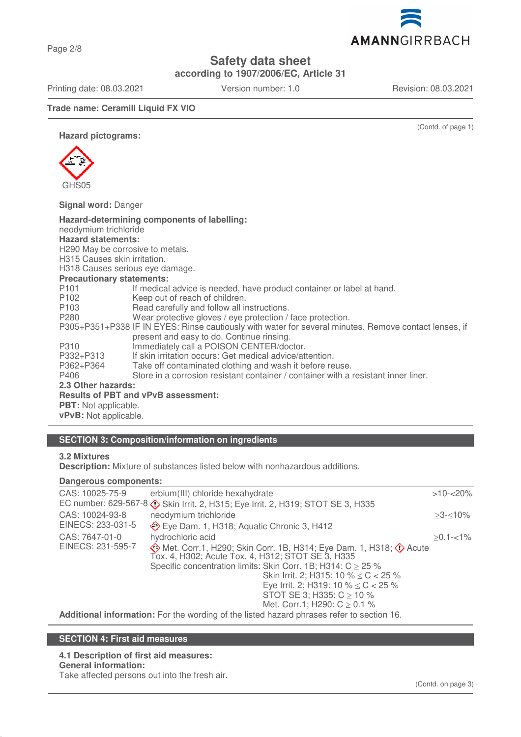**Safety data sheet**
**according to 1907/2006/EC, Article 31**

Printing date: 08.03.2021 Version number: 1.0 Revision: 08.03.2021

**Trade name: Ceramill Liquid FX VIO**

(Contd. of page 1)

**Hazard pictograms:**

GHS05

**Signal word:** Danger

**Hazard-determining components of labelling:**
neodymium trichloride
**Hazard statements:**
H290 May be corrosive to metals.
H315 Causes skin irritation.
H318 Causes serious eye damage.
**Precautionary statements:**

| | |
|---|---|
| P101 | If medical advice is needed, have product container or label at hand. |
| P102 | Keep out of reach of children. |
| P103 | Read carefully and follow all instructions. |
| P280 | Wear protective gloves / eye protection / face protection. |
| P305+P351+P338 | IF IN EYES: Rinse cautiously with water for several minutes. Remove contact lenses, if present and easy to do. Continue rinsing. |
| P310 | Immediately call a POISON CENTER/doctor. |
| P332+P313 | If skin irritation occurs: Get medical advice/attention. |
| P362+P364 | Take off contaminated clothing and wash it before reuse. |
| P406 | Store in a corrosion resistant container / container with a resistant inner liner. |

**2.3 Other hazards:**
**Results of PBT and vPvB assessment:**
**PBT:** Not applicable.
**vPvB:** Not applicable.

## SECTION 3: Composition/information on ingredients

**3.2 Mixtures**
**Description:** Mixture of substances listed below with nonhazardous additions.

**Dangerous components:**

| | | |
|---|---|---|
| CAS: 10025-75-9<br>EC number: 629-567-8 | erbium(III) chloride hexahydrate<br>Skin Irrit. 2, H315; Eye Irrit. 2, H319; STOT SE 3, H335 | >10-<20% |
| CAS: 10024-93-8<br>EINECS: 233-031-5 | neodymium trichloride<br>Eye Dam. 1, H318; Aquatic Chronic 3, H412 | ≥3-≤10% |
| CAS: 7647-01-0<br>EINECS: 231-595-7 | hydrochloric acid<br>Met. Corr.1, H290; Skin Corr. 1B, H314; Eye Dam. 1, H318; Acute Tox. 4, H302; Acute Tox. 4, H312; STOT SE 3, H335<br>Specific concentration limits: Skin Corr. 1B; H314: C ≥ 25 %<br>Skin Irrit. 2; H315: 10 % ≤ C < 25 %<br>Eye Irrit. 2; H319: 10 % ≤ C < 25 %<br>STOT SE 3; H335: C ≥ 10 %<br>Met. Corr.1; H290: C ≥ 0.1 % | ≥0.1-<1% |

**Additional information:** For the wording of the listed hazard phrases refer to section 16.

## SECTION 4: First aid measures

**4.1 Description of first aid measures:**
**General information:**
Take affected persons out into the fresh air.

(Contd. on page 3)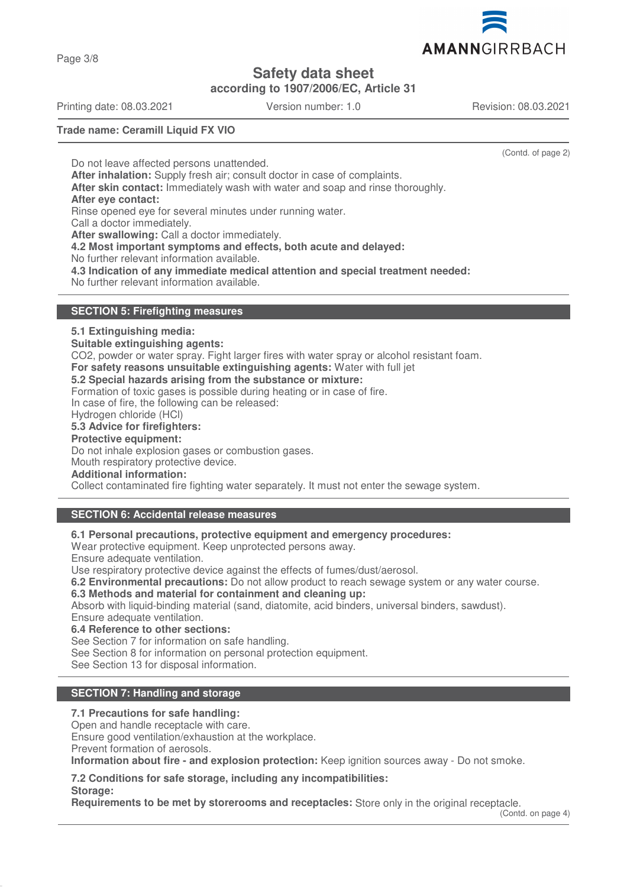**Trade name: Ceramill Liquid FX VIO**

(Contd. of page 2)

Do not leave affected persons unattended.
**After inhalation:** Supply fresh air; consult doctor in case of complaints.
**After skin contact:** Immediately wash with water and soap and rinse thoroughly.
**After eye contact:**
Rinse opened eye for several minutes under running water.
Call a doctor immediately.
**After swallowing:** Call a doctor immediately.
**4.2 Most important symptoms and effects, both acute and delayed:**
No further relevant information available.
**4.3 Indication of any immediate medical attention and special treatment needed:**
No further relevant information available.

## SECTION 5: Firefighting measures

**5.1 Extinguishing media:**
**Suitable extinguishing agents:**
$CO_2$, powder or water spray. Fight larger fires with water spray or alcohol resistant foam.
**For safety reasons unsuitable extinguishing agents:** Water with full jet
**5.2 Special hazards arising from the substance or mixture:**
Formation of toxic gases is possible during heating or in case of fire.
In case of fire, the following can be released:
Hydrogen chloride (HCl)
**5.3 Advice for firefighters:**
**Protective equipment:**
Do not inhale explosion gases or combustion gases.
Mouth respiratory protective device.
**Additional information:**
Collect contaminated fire fighting water separately. It must not enter the sewage system.

## SECTION 6: Accidental release measures

**6.1 Personal precautions, protective equipment and emergency procedures:**
Wear protective equipment. Keep unprotected persons away.
Ensure adequate ventilation.
Use respiratory protective device against the effects of fumes/dust/aerosol.
**6.2 Environmental precautions:** Do not allow product to reach sewage system or any water course.
**6.3 Methods and material for containment and cleaning up:**
Absorb with liquid-binding material (sand, diatomite, acid binders, universal binders, sawdust).
Ensure adequate ventilation.
**6.4 Reference to other sections:**
See Section 7 for information on safe handling.
See Section 8 for information on personal protection equipment.
See Section 13 for disposal information.

## SECTION 7: Handling and storage

**7.1 Precautions for safe handling:**
Open and handle receptacle with care.
Ensure good ventilation/exhaustion at the workplace.
Prevent formation of aerosols.
**Information about fire - and explosion protection:** Keep ignition sources away - Do not smoke.

**7.2 Conditions for safe storage, including any incompatibilities:**
**Storage:**
**Requirements to be met by storerooms and receptacles:** Store only in the original receptacle.

(Contd. on page 4)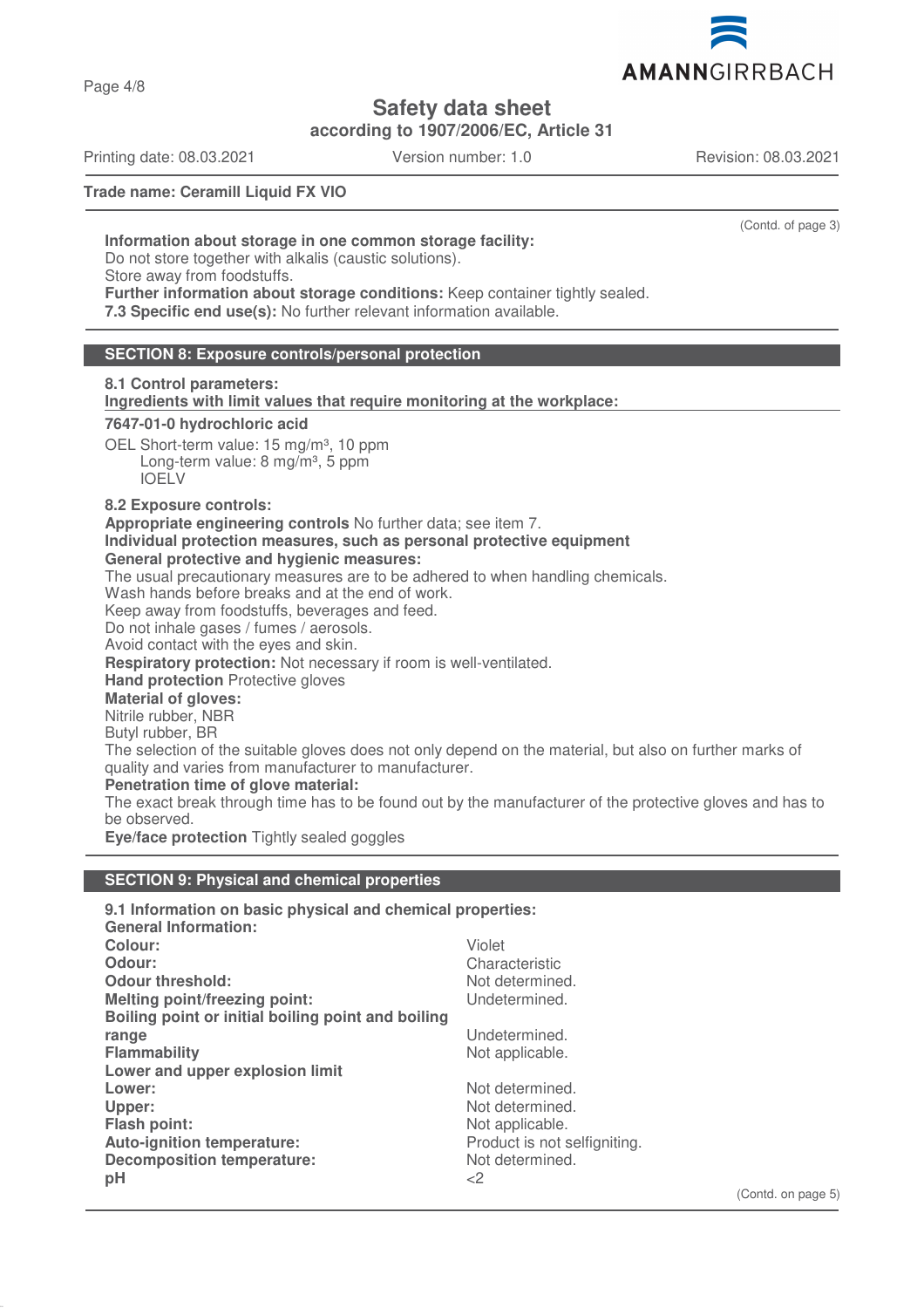**Trade name: Ceramill Liquid FX VIO**

(Contd. of page 3)

**Information about storage in one common storage facility:**
Do not store together with alkalis (caustic solutions).
Store away from foodstuffs.
**Further information about storage conditions:** Keep container tightly sealed.
**7.3 Specific end use(s):** No further relevant information available.

## SECTION 8: Exposure controls/personal protection

**8.1 Control parameters:**
**Ingredients with limit values that require monitoring at the workplace:**

**7647-01-0 hydrochloric acid**

OEL Short-term value: 15 mg/m³, 10 ppm
Long-term value: 8 mg/m³, 5 ppm
IOELV

**8.2 Exposure controls:**
**Appropriate engineering controls** No further data; see item 7.
**Individual protection measures, such as personal protective equipment**
**General protective and hygienic measures:**
The usual precautionary measures are to be adhered to when handling chemicals.
Wash hands before breaks and at the end of work.
Keep away from foodstuffs, beverages and feed.
Do not inhale gases / fumes / aerosols.
Avoid contact with the eyes and skin.
**Respiratory protection:** Not necessary if room is well-ventilated.
**Hand protection** Protective gloves
**Material of gloves:**
Nitrile rubber, NBR
Butyl rubber, BR
The selection of the suitable gloves does not only depend on the material, but also on further marks of quality and varies from manufacturer to manufacturer.
**Penetration time of glove material:**
The exact break through time has to be found out by the manufacturer of the protective gloves and has to be observed.
**Eye/face protection** Tightly sealed goggles

## SECTION 9: Physical and chemical properties

**9.1 Information on basic physical and chemical properties:**
**General Information:**

| | |
|---|---|
| **Colour:** | Violet |
| **Odour:** | Characteristic |
| **Odour threshold:** | Not determined. |
| **Melting point/freezing point:** | Undetermined. |
| **Boiling point or initial boiling point and boiling range** | Undetermined. |
| **Flammability** | Not applicable. |
| **Lower and upper explosion limit** | |
| **Lower:** | Not determined. |
| **Upper:** | Not determined. |
| **Flash point:** | Not applicable. |
| **Auto-ignition temperature:** | Product is not selfigniting. |
| **Decomposition temperature:** | Not determined. |
| **pH** | <2 |

(Contd. on page 5)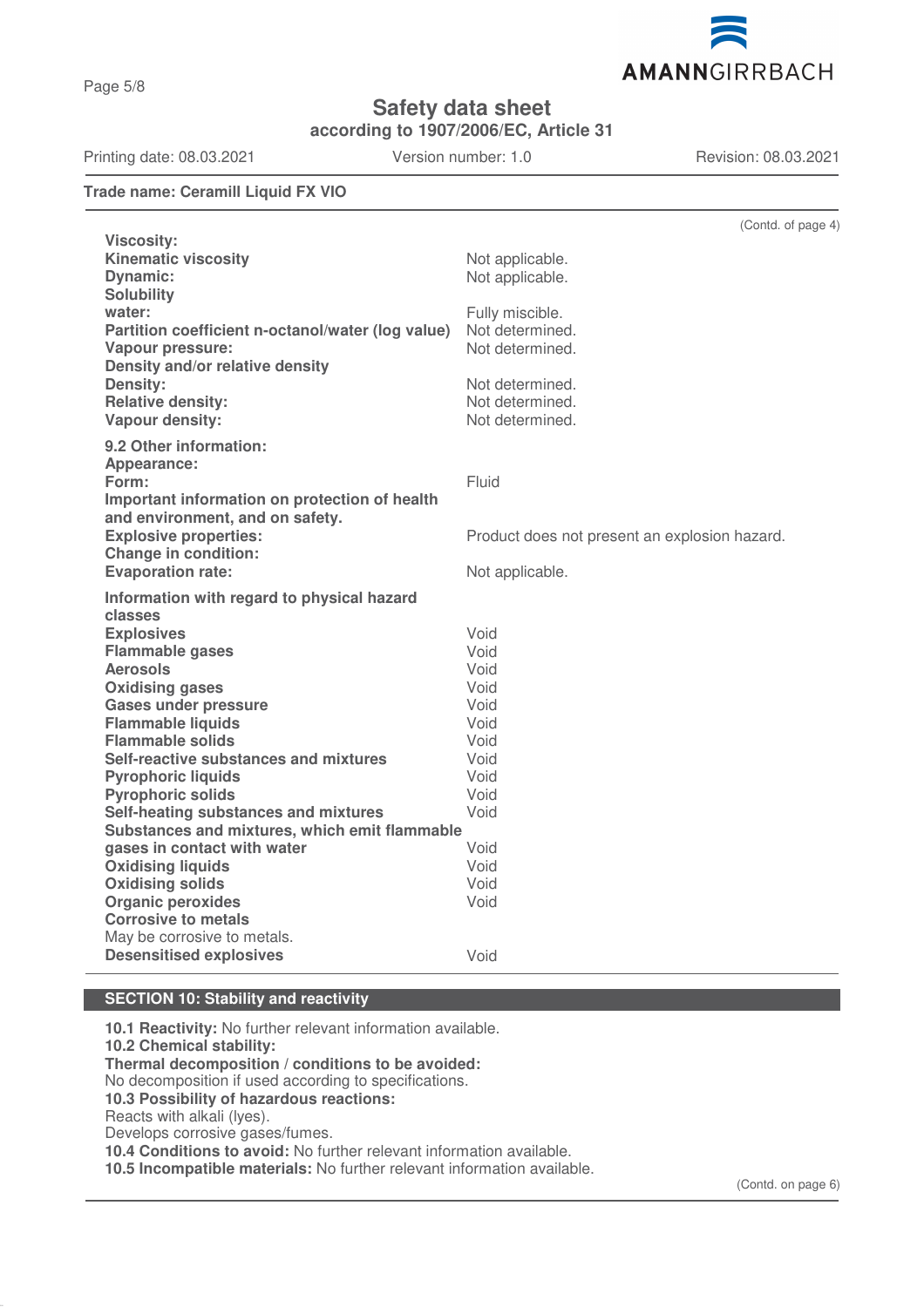**Trade name: Ceramill Liquid FX VIO**

(Contd. of page 4)

| | |
|---|---|
| **Viscosity:** | |
| **Kinematic viscosity** | Not applicable. |
| **Dynamic:** | Not applicable. |
| **Solubility** | |
| **water:** | Fully miscible. |
| **Partition coefficient n-octanol/water (log value)** | Not determined. |
| **Vapour pressure:** | Not determined. |
| **Density and/or relative density** | |
| **Density:** | Not determined. |
| **Relative density:** | Not determined. |
| **Vapour density:** | Not determined. |
| **9.2 Other information:** | |
| **Appearance:** | |
| **Form:** | Fluid |
| **Important information on protection of health and environment, and on safety.** | |
| **Explosive properties:** | Product does not present an explosion hazard. |
| **Change in condition:** | |
| **Evaporation rate:** | Not applicable. |
| **Information with regard to physical hazard classes** | |
| **Explosives** | Void |
| **Flammable gases** | Void |
| **Aerosols** | Void |
| **Oxidising gases** | Void |
| **Gases under pressure** | Void |
| **Flammable liquids** | Void |
| **Flammable solids** | Void |
| **Self-reactive substances and mixtures** | Void |
| **Pyrophoric liquids** | Void |
| **Pyrophoric solids** | Void |
| **Self-heating substances and mixtures** | Void |
| **Substances and mixtures, which emit flammable gases in contact with water** | Void |
| **Oxidising liquids** | Void |
| **Oxidising solids** | Void |
| **Organic peroxides** | Void |
| **Corrosive to metals** | |
| May be corrosive to metals. | |
| **Desensitised explosives** | Void |

## SECTION 10: Stability and reactivity

**10.1 Reactivity:** No further relevant information available.
**10.2 Chemical stability:**
**Thermal decomposition / conditions to be avoided:**
No decomposition if used according to specifications.
**10.3 Possibility of hazardous reactions:**
Reacts with alkali (lyes).
Develops corrosive gases/fumes.
**10.4 Conditions to avoid:** No further relevant information available.
**10.5 Incompatible materials:** No further relevant information available.

(Contd. on page 6)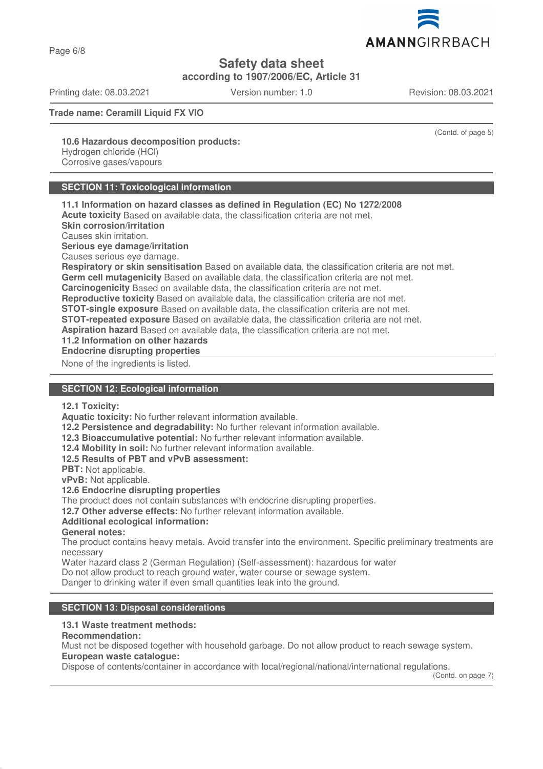**Trade name: Ceramill Liquid FX VIO**

(Contd. of page 5)

**10.6 Hazardous decomposition products:**
Hydrogen chloride (HCl)
Corrosive gases/vapours

## SECTION 11: Toxicological information

**11.1 Information on hazard classes as defined in Regulation (EC) No 1272/2008**
**Acute toxicity** Based on available data, the classification criteria are not met.
**Skin corrosion/irritation**
Causes skin irritation.
**Serious eye damage/irritation**
Causes serious eye damage.
**Respiratory or skin sensitisation** Based on available data, the classification criteria are not met.
**Germ cell mutagenicity** Based on available data, the classification criteria are not met.
**Carcinogenicity** Based on available data, the classification criteria are not met.
**Reproductive toxicity** Based on available data, the classification criteria are not met.
**STOT-single exposure** Based on available data, the classification criteria are not met.
**STOT-repeated exposure** Based on available data, the classification criteria are not met.
**Aspiration hazard** Based on available data, the classification criteria are not met.
**11.2 Information on other hazards**
**Endocrine disrupting properties**

None of the ingredients is listed.

## SECTION 12: Ecological information

**12.1 Toxicity:**
**Aquatic toxicity:** No further relevant information available.
**12.2 Persistence and degradability:** No further relevant information available.
**12.3 Bioaccumulative potential:** No further relevant information available.
**12.4 Mobility in soil:** No further relevant information available.
**12.5 Results of PBT and vPvB assessment:**
**PBT:** Not applicable.
**vPvB:** Not applicable.
**12.6 Endocrine disrupting properties**
The product does not contain substances with endocrine disrupting properties.
**12.7 Other adverse effects:** No further relevant information available.
**Additional ecological information:**
**General notes:**
The product contains heavy metals. Avoid transfer into the environment. Specific preliminary treatments are necessary
Water hazard class 2 (German Regulation) (Self-assessment): hazardous for water
Do not allow product to reach ground water, water course or sewage system.
Danger to drinking water if even small quantities leak into the ground.

## SECTION 13: Disposal considerations

**13.1 Waste treatment methods:**
**Recommendation:**
Must not be disposed together with household garbage. Do not allow product to reach sewage system.
**European waste catalogue:**
Dispose of contents/container in accordance with local/regional/national/international regulations.

(Contd. on page 7)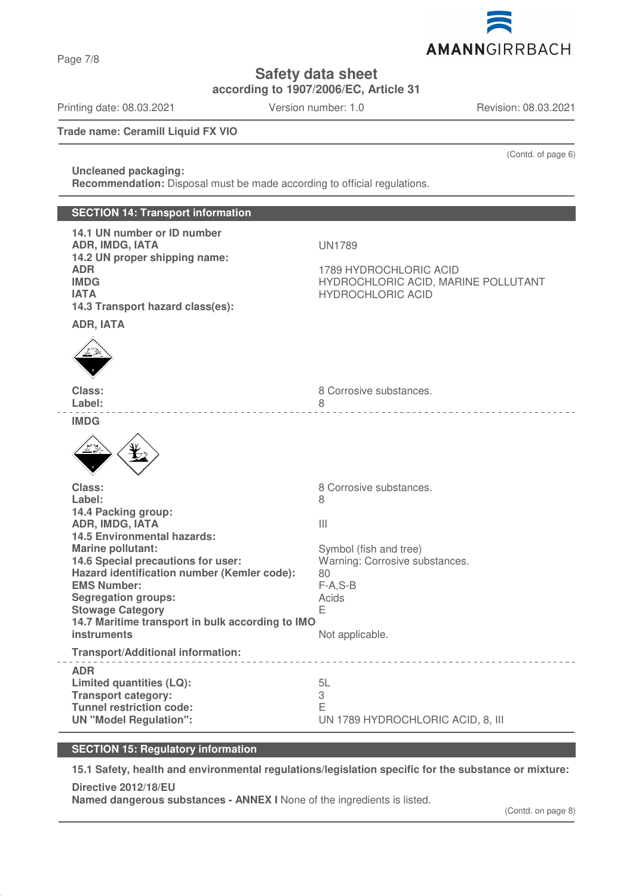**Trade name: Ceramill Liquid FX VIO**

(Contd. of page 6)

**Uncleaned packaging:**
**Recommendation:** Disposal must be made according to official regulations.

## SECTION 14: Transport information

| | |
|---|---|
| **14.1 UN number or ID number** | |
| **ADR, IMDG, IATA** | UN1789 |
| **14.2 UN proper shipping name:** | |
| **ADR** | 1789 HYDROCHLORIC ACID |
| **IMDG** | HYDROCHLORIC ACID, MARINE POLLUTANT |
| **IATA** | HYDROCHLORIC ACID |
| **14.3 Transport hazard class(es):** | |

**ADR, IATA**

| | |
|---|---|
| **Class:** | 8 Corrosive substances. |
| **Label:** | 8 |

**IMDG**

| | |
|---|---|
| **Class:** | 8 Corrosive substances. |
| **Label:** | 8 |
| **14.4 Packing group:** | |
| **ADR, IMDG, IATA** | III |
| **14.5 Environmental hazards:** | |
| **Marine pollutant:** | Symbol (fish and tree) |
| **14.6 Special precautions for user:** | Warning: Corrosive substances. |
| **Hazard identification number (Kemler code):** | 80 |
| **EMS Number:** | F-A,S-B |
| **Segregation groups:** | Acids |
| **Stowage Category** | E |
| **14.7 Maritime transport in bulk according to IMO instruments** | Not applicable. |

**Transport/Additional information:**

| | |
|---|---|
| **ADR** | |
| **Limited quantities (LQ):** | 5L |
| **Transport category:** | 3 |
| **Tunnel restriction code:** | E |
| **UN "Model Regulation":** | UN 1789 HYDROCHLORIC ACID, 8, III |

## SECTION 15: Regulatory information

**15.1 Safety, health and environmental regulations/legislation specific for the substance or mixture:**

**Directive 2012/18/EU**
**Named dangerous substances - ANNEX I** None of the ingredients is listed.

(Contd. on page 8)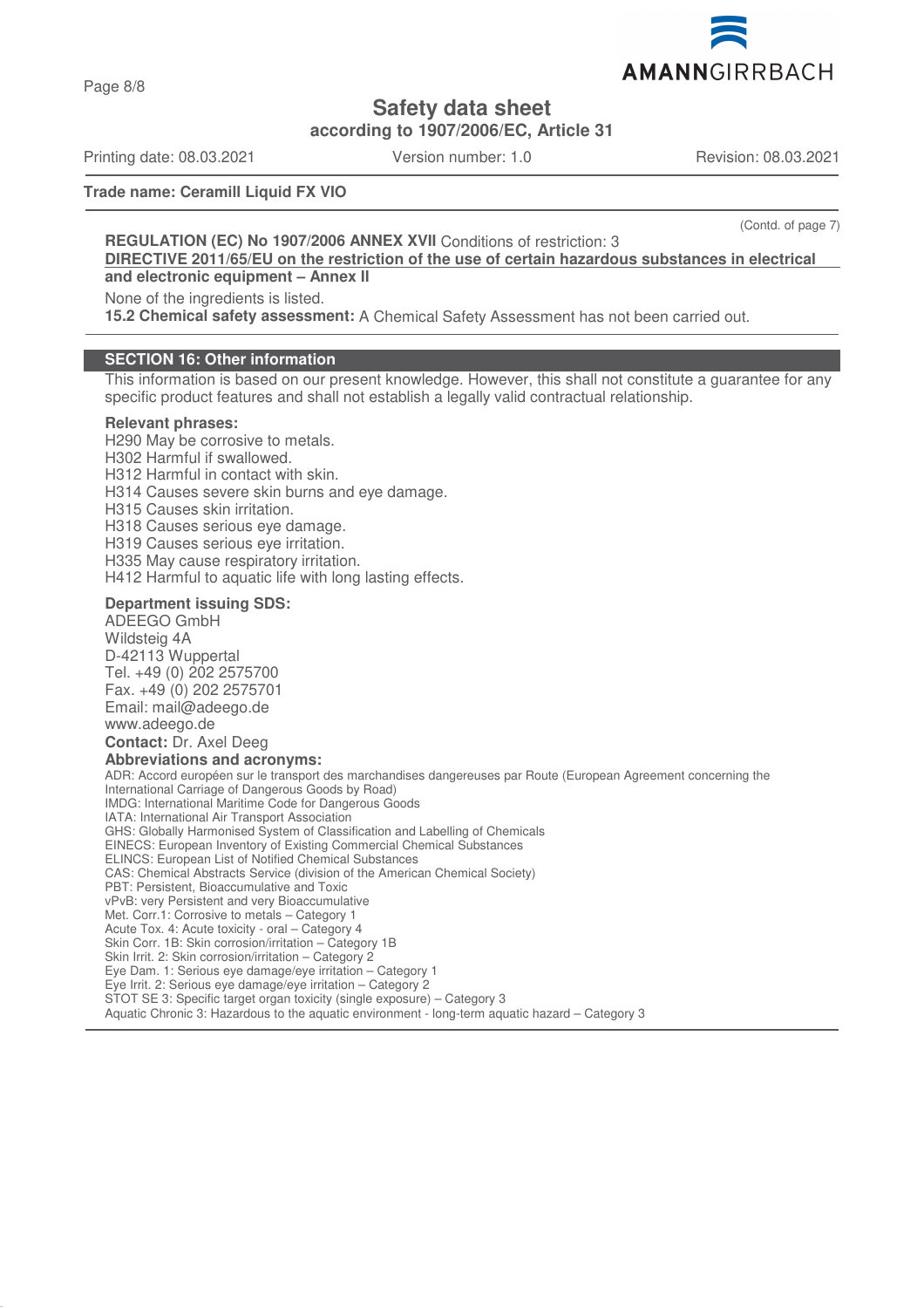**Trade name: Ceramill Liquid FX VIO**

(Contd. of page 7)

**REGULATION (EC) No 1907/2006 ANNEX XVII** Conditions of restriction: 3

**DIRECTIVE 2011/65/EU on the restriction of the use of certain hazardous substances in electrical and electronic equipment – Annex II**

None of the ingredients is listed.

**15.2 Chemical safety assessment:** A Chemical Safety Assessment has not been carried out.

## SECTION 16: Other information

This information is based on our present knowledge. However, this shall not constitute a guarantee for any specific product features and shall not establish a legally valid contractual relationship.

**Relevant phrases:**

H290 May be corrosive to metals.
H302 Harmful if swallowed.
H312 Harmful in contact with skin.
H314 Causes severe skin burns and eye damage.
H315 Causes skin irritation.
H318 Causes serious eye damage.
H319 Causes serious eye irritation.
H335 May cause respiratory irritation.
H412 Harmful to aquatic life with long lasting effects.

**Department issuing SDS:**

ADEEGO GmbH
Wildsteig 4A
D-42113 Wuppertal
Tel. +49 (0) 202 2575700
Fax. +49 (0) 202 2575701
Email: mail@adeego.de
www.adeego.de

**Contact:** Dr. Axel Deeg

**Abbreviations and acronyms:**

ADR: Accord européen sur le transport des marchandises dangereuses par Route (European Agreement concerning the International Carriage of Dangerous Goods by Road)
IMDG: International Maritime Code for Dangerous Goods
IATA: International Air Transport Association
GHS: Globally Harmonised System of Classification and Labelling of Chemicals
EINECS: European Inventory of Existing Commercial Chemical Substances
ELINCS: European List of Notified Chemical Substances
CAS: Chemical Abstracts Service (division of the American Chemical Society)
PBT: Persistent, Bioaccumulative and Toxic
vPvB: very Persistent and very Bioaccumulative
Met. Corr.1: Corrosive to metals – Category 1
Acute Tox. 4: Acute toxicity - oral – Category 4
Skin Corr. 1B: Skin corrosion/irritation – Category 1B
Skin Irrit. 2: Skin corrosion/irritation – Category 2
Eye Dam. 1: Serious eye damage/eye irritation – Category 1
Eye Irrit. 2: Serious eye damage/eye irritation – Category 2
STOT SE 3: Specific target organ toxicity (single exposure) – Category 3
Aquatic Chronic 3: Hazardous to the aquatic environment - long-term aquatic hazard – Category 3